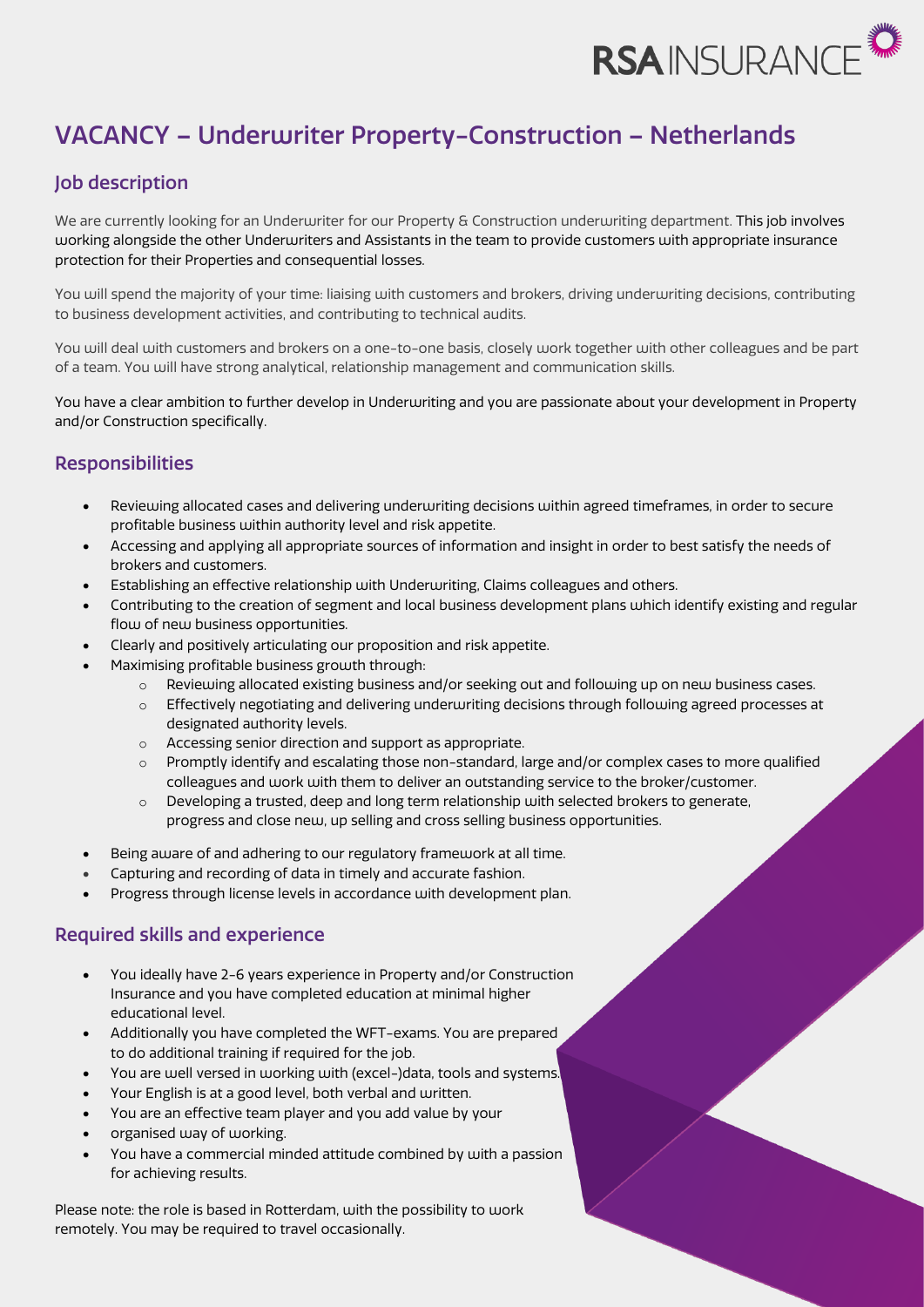RSAINSURANCE

# VACANCY – Underwriter Property-Construction – Netherlands

## Job description

We are currently looking for an Underwriter for our Property & Construction underwriting department. This job involves working alongside the other Underwriters and Assistants in the team to provide customers with appropriate insurance protection for their Properties and consequential losses.

You will spend the majority of your time: liaising with customers and brokers, driving underwriting decisions, contributing to business development activities, and contributing to technical audits.

You will deal with customers and brokers on a one-to-one basis, closely work together with other colleagues and be part of a team. You will have strong analytical, relationship management and communication skills.

You have a clear ambition to further develop in Underwriting and you are passionate about your development in Property and/or Construction specifically.

## Responsibilities

- Reviewing allocated cases and delivering underwriting decisions within agreed timeframes, in order to secure profitable business within authority level and risk appetite.
- Accessing and applying all appropriate sources of information and insight in order to best satisfy the needs of brokers and customers.
- Establishing an effective relationship with Underwriting, Claims colleagues and others.
- Contributing to the creation of segment and local business development plans which identify existing and regular flow of new business opportunities.
- Clearly and positively articulating our proposition and risk appetite.
- Maximising profitable business growth through:
  - Reviewing allocated existing business and/or seeking out and following up on new business cases.
  - Effectively negotiating and delivering underwriting decisions through following agreed processes at designated authority levels.
  - Accessing senior direction and support as appropriate.
  - Promptly identify and escalating those non-standard, large and/or complex cases to more qualified colleagues and work with them to deliver an outstanding service to the broker/customer.
  - Developing a trusted, deep and long term relationship with selected brokers to generate, progress and close new, up selling and cross selling business opportunities.
- Being aware of and adhering to our regulatory framework at all time.
- Capturing and recording of data in timely and accurate fashion.
- Progress through license levels in accordance with development plan.

## Required skills and experience

- You ideally have 2-6 years experience in Property and/or Construction Insurance and you have completed education at minimal higher educational level.
- Additionally you have completed the WFT-exams. You are prepared to do additional training if required for the job.
- You are well versed in working with (excel-)data, tools and systems.
- Your English is at a good level, both verbal and written.
- You are an effective team player and you add value by your
- organised way of working.
- You have a commercial minded attitude combined by with a passion for achieving results.

Please note: the role is based in Rotterdam, with the possibility to work remotely. You may be required to travel occasionally.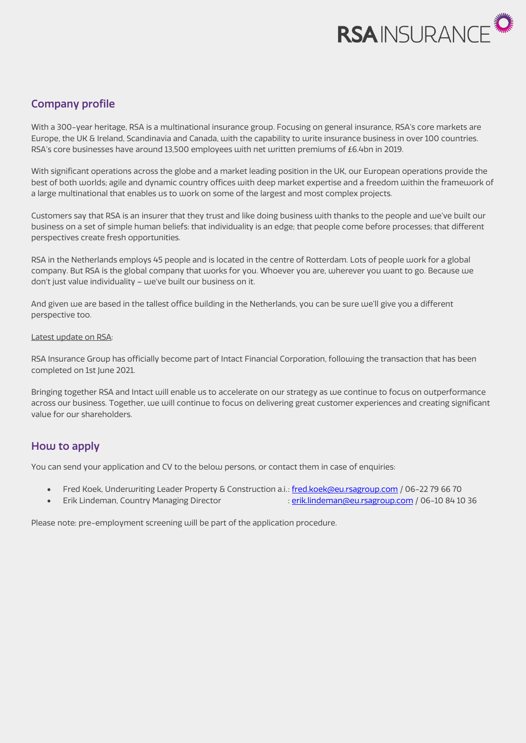## Company profile

With a 300-year heritage, RSA is a multinational insurance group. Focusing on general insurance, RSA's core markets are Europe, the UK & Ireland, Scandinavia and Canada, with the capability to write insurance business in over 100 countries. RSA's core businesses have around 13,500 employees with net written premiums of £6.4bn in 2019.

With significant operations across the globe and a market leading position in the UK, our European operations provide the best of both worlds; agile and dynamic country offices with deep market expertise and a freedom within the framework of a large multinational that enables us to work on some of the largest and most complex projects.

Customers say that RSA is an insurer that they trust and like doing business with thanks to the people and we've built our business on a set of simple human beliefs: that individuality is an edge; that people come before processes; that different perspectives create fresh opportunities.

RSA in the Netherlands employs 45 people and is located in the centre of Rotterdam. Lots of people work for a global company. But RSA is the global company that works for you. Whoever you are, wherever you want to go. Because we don't just value individuality – we've built our business on it.

And given we are based in the tallest office building in the Netherlands, you can be sure we'll give you a different perspective too.

Latest update on RSA:

RSA Insurance Group has officially become part of Intact Financial Corporation, following the transaction that has been completed on 1st June 2021.

Bringing together RSA and Intact will enable us to accelerate on our strategy as we continue to focus on outperformance across our business. Together, we will continue to focus on delivering great customer experiences and creating significant value for our shareholders.

## How to apply

You can send your application and CV to the below persons, or contact them in case of enquiries:

- Fred Koek, Underwriting Leader Property & Construction a.i.: fred.koek@eu.rsagroup.com / 06-22 79 66 70
- Erik Lindeman, Country Managing Director : erik.lindeman@eu.rsagroup.com / 06-10 84 10 36

Please note: pre-employment screening will be part of the application procedure.